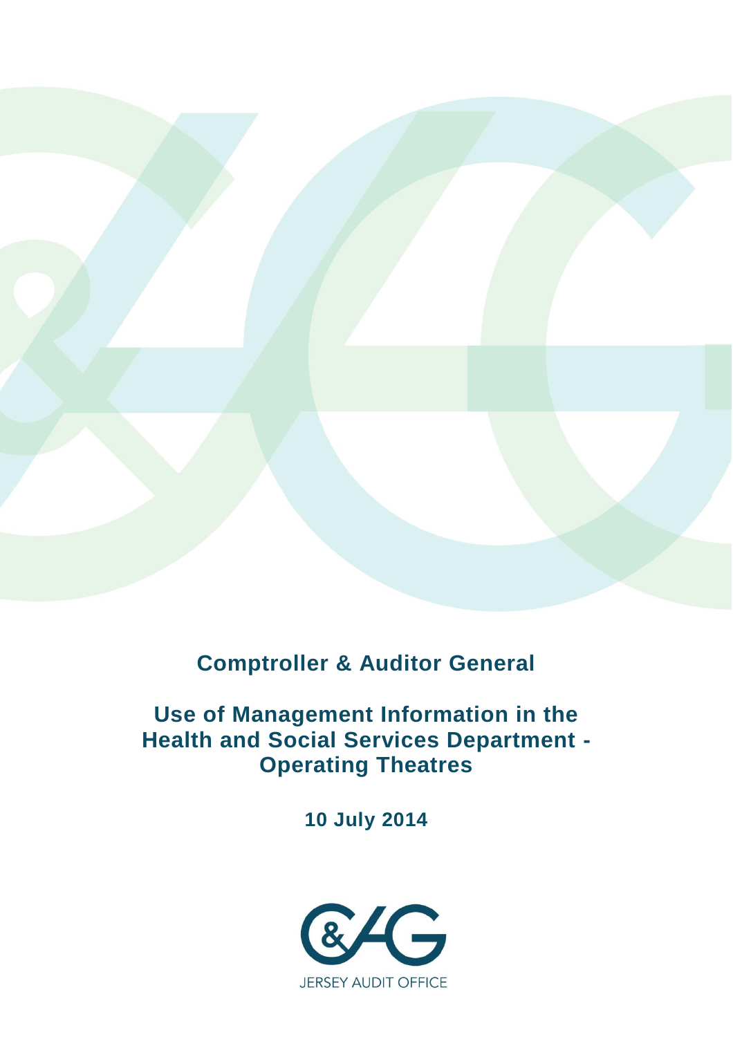# Comptroller & Auditor General

## Use of Management Information in the Health and Social Services Department - Operating Theatres

**10 July 2014**

JERSEY AUDIT OFFICE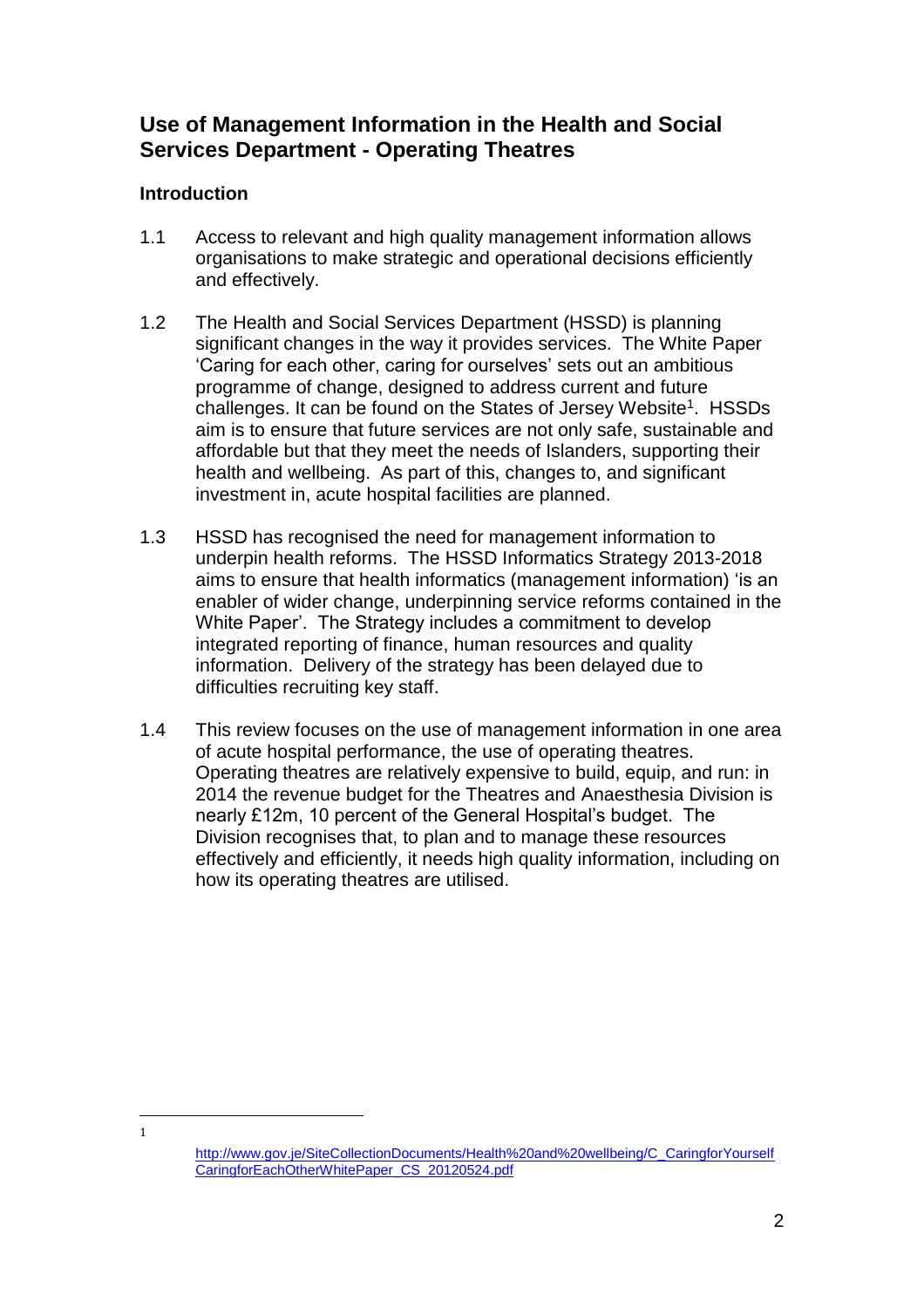# Use of Management Information in the Health and Social Services Department - Operating Theatres

## Introduction

1.1 Access to relevant and high quality management information allows organisations to make strategic and operational decisions efficiently and effectively.

1.2 The Health and Social Services Department (HSSD) is planning significant changes in the way it provides services. The White Paper 'Caring for each other, caring for ourselves' sets out an ambitious programme of change, designed to address current and future challenges. It can be found on the States of Jersey Website[1]. HSSDs aim is to ensure that future services are not only safe, sustainable and affordable but that they meet the needs of Islanders, supporting their health and wellbeing. As part of this, changes to, and significant investment in, acute hospital facilities are planned.

1.3 HSSD has recognised the need for management information to underpin health reforms. The HSSD Informatics Strategy 2013-2018 aims to ensure that health informatics (management information) 'is an enabler of wider change, underpinning service reforms contained in the White Paper'. The Strategy includes a commitment to develop integrated reporting of finance, human resources and quality information. Delivery of the strategy has been delayed due to difficulties recruiting key staff.

1.4 This review focuses on the use of management information in one area of acute hospital performance, the use of operating theatres. Operating theatres are relatively expensive to build, equip, and run: in 2014 the revenue budget for the Theatres and Anaesthesia Division is nearly £12m, 10 percent of the General Hospital's budget. The Division recognises that, to plan and to manage these resources effectively and efficiently, it needs high quality information, including on how its operating theatres are utilised.

---

[1] http://www.gov.je/SiteCollectionDocuments/Health%20and%20wellbeing/C_CaringforYourselfCaringforEachOtherWhitePaper_CS_20120524.pdf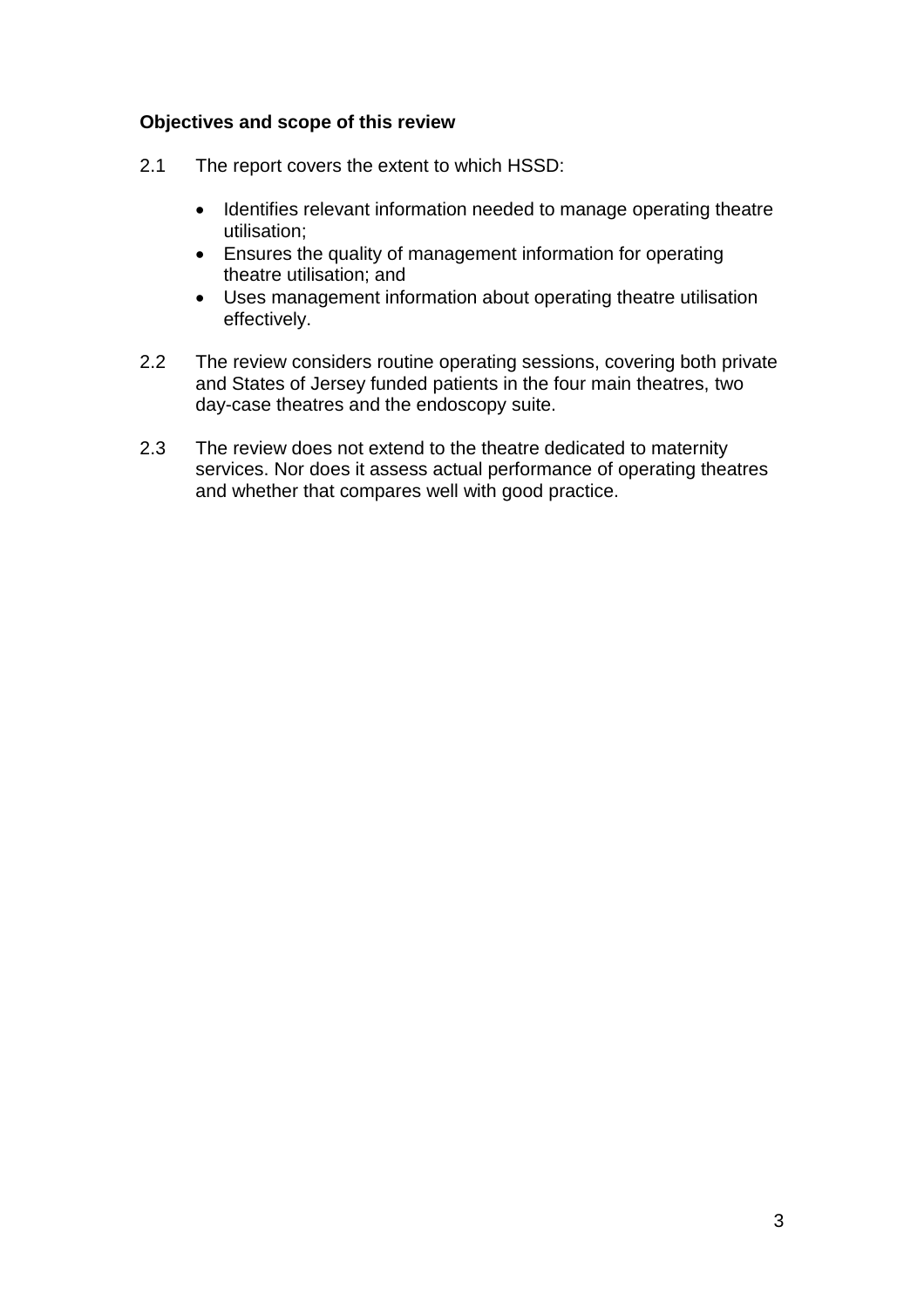**Objectives and scope of this review**

2.1 The report covers the extent to which HSSD:

- Identifies relevant information needed to manage operating theatre utilisation;
- Ensures the quality of management information for operating theatre utilisation; and
- Uses management information about operating theatre utilisation effectively.

2.2 The review considers routine operating sessions, covering both private and States of Jersey funded patients in the four main theatres, two day-case theatres and the endoscopy suite.

2.3 The review does not extend to the theatre dedicated to maternity services. Nor does it assess actual performance of operating theatres and whether that compares well with good practice.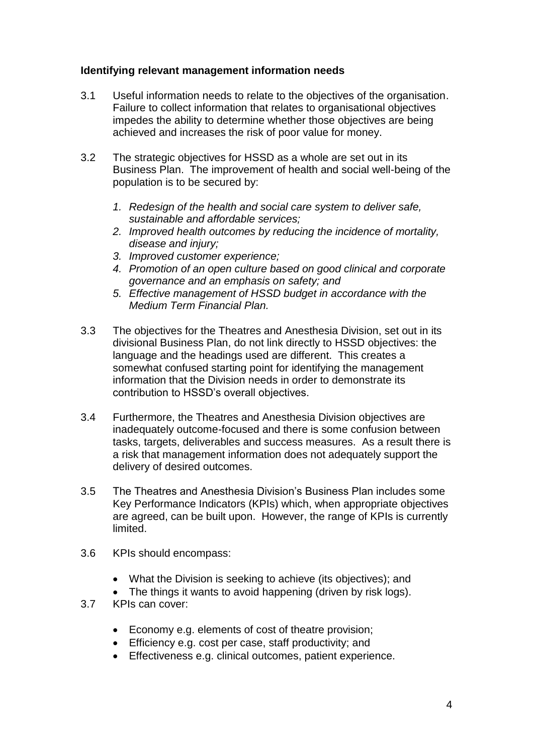**Identifying relevant management information needs**

3.1 Useful information needs to relate to the objectives of the organisation. Failure to collect information that relates to organisational objectives impedes the ability to determine whether those objectives are being achieved and increases the risk of poor value for money.

3.2 The strategic objectives for HSSD as a whole are set out in its Business Plan. The improvement of health and social well-being of the population is to be secured by:

   1. *Redesign of the health and social care system to deliver safe, sustainable and affordable services;*
   2. *Improved health outcomes by reducing the incidence of mortality, disease and injury;*
   3. *Improved customer experience;*
   4. *Promotion of an open culture based on good clinical and corporate governance and an emphasis on safety; and*
   5. *Effective management of HSSD budget in accordance with the Medium Term Financial Plan.*

3.3 The objectives for the Theatres and Anesthesia Division, set out in its divisional Business Plan, do not link directly to HSSD objectives: the language and the headings used are different. This creates a somewhat confused starting point for identifying the management information that the Division needs in order to demonstrate its contribution to HSSD's overall objectives.

3.4 Furthermore, the Theatres and Anesthesia Division objectives are inadequately outcome-focused and there is some confusion between tasks, targets, deliverables and success measures. As a result there is a risk that management information does not adequately support the delivery of desired outcomes.

3.5 The Theatres and Anesthesia Division's Business Plan includes some Key Performance Indicators (KPIs) which, when appropriate objectives are agreed, can be built upon. However, the range of KPIs is currently limited.

3.6 KPIs should encompass:

   - What the Division is seeking to achieve (its objectives); and
   - The things it wants to avoid happening (driven by risk logs).

3.7 KPIs can cover:

   - Economy e.g. elements of cost of theatre provision;
   - Efficiency e.g. cost per case, staff productivity; and
   - Effectiveness e.g. clinical outcomes, patient experience.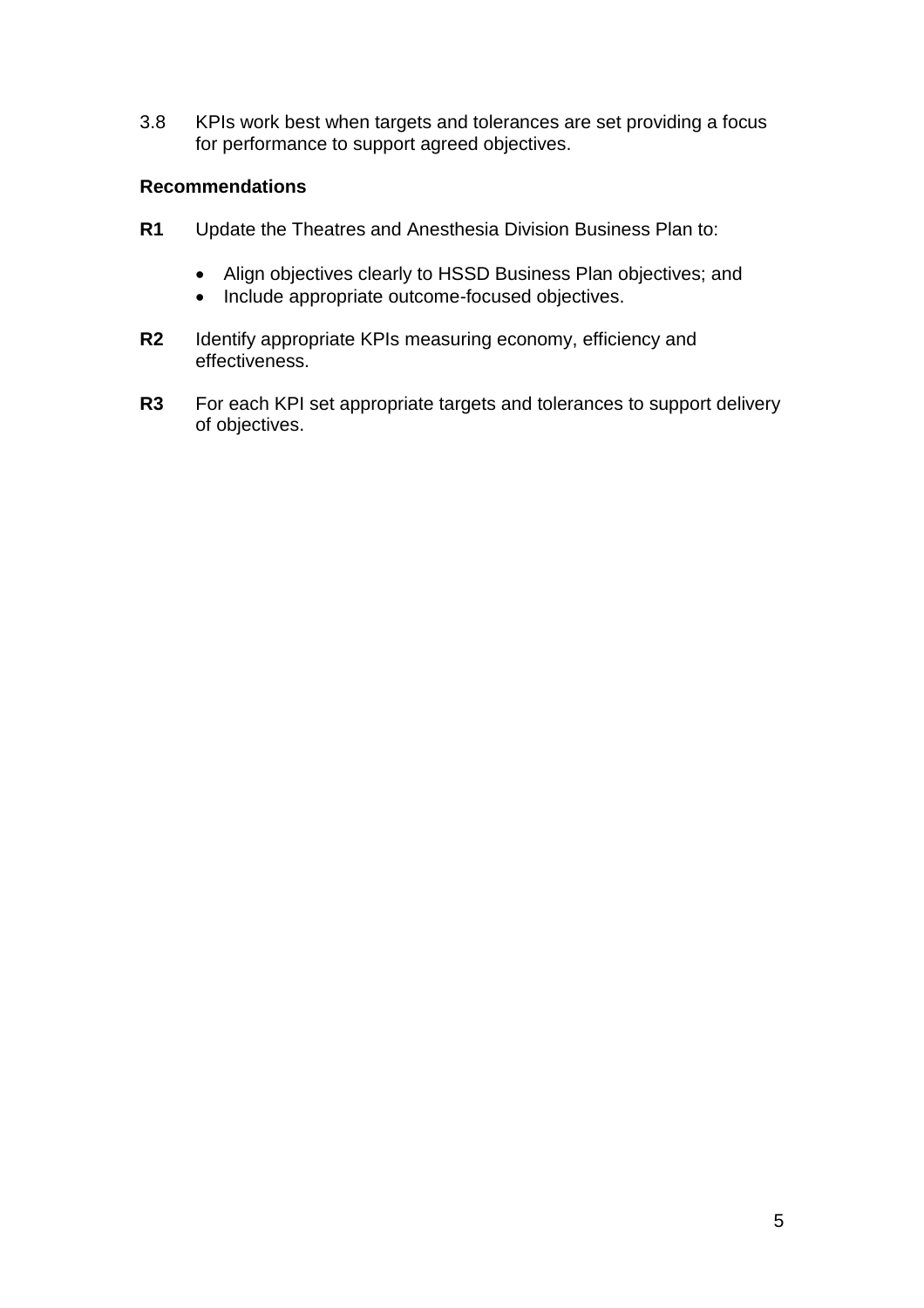3.8 KPIs work best when targets and tolerances are set providing a focus for performance to support agreed objectives.

**Recommendations**

**R1** Update the Theatres and Anesthesia Division Business Plan to:

- Align objectives clearly to HSSD Business Plan objectives; and
- Include appropriate outcome-focused objectives.

**R2** Identify appropriate KPIs measuring economy, efficiency and effectiveness.

**R3** For each KPI set appropriate targets and tolerances to support delivery of objectives.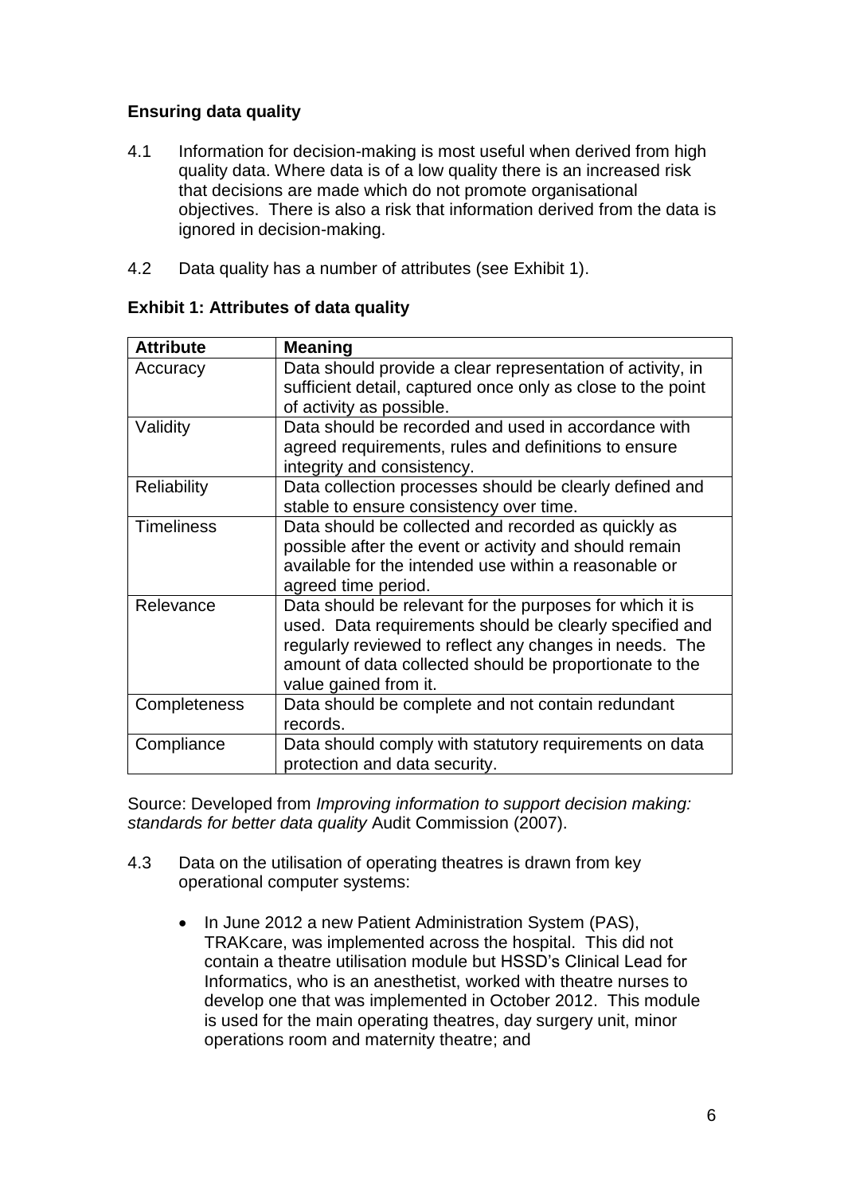### Ensuring data quality

4.1 Information for decision-making is most useful when derived from high quality data. Where data is of a low quality there is an increased risk that decisions are made which do not promote organisational objectives. There is also a risk that information derived from the data is ignored in decision-making.

4.2 Data quality has a number of attributes (see Exhibit 1).

**Exhibit 1: Attributes of data quality**

| Attribute | Meaning |
|---|---|
| Accuracy | Data should provide a clear representation of activity, in sufficient detail, captured once only as close to the point of activity as possible. |
| Validity | Data should be recorded and used in accordance with agreed requirements, rules and definitions to ensure integrity and consistency. |
| Reliability | Data collection processes should be clearly defined and stable to ensure consistency over time. |
| Timeliness | Data should be collected and recorded as quickly as possible after the event or activity and should remain available for the intended use within a reasonable or agreed time period. |
| Relevance | Data should be relevant for the purposes for which it is used. Data requirements should be clearly specified and regularly reviewed to reflect any changes in needs. The amount of data collected should be proportionate to the value gained from it. |
| Completeness | Data should be complete and not contain redundant records. |
| Compliance | Data should comply with statutory requirements on data protection and data security. |

Source: Developed from *Improving information to support decision making: standards for better data quality* Audit Commission (2007).

4.3 Data on the utilisation of operating theatres is drawn from key operational computer systems:

- In June 2012 a new Patient Administration System (PAS), TRAKcare, was implemented across the hospital. This did not contain a theatre utilisation module but HSSD's Clinical Lead for Informatics, who is an anesthetist, worked with theatre nurses to develop one that was implemented in October 2012. This module is used for the main operating theatres, day surgery unit, minor operations room and maternity theatre; and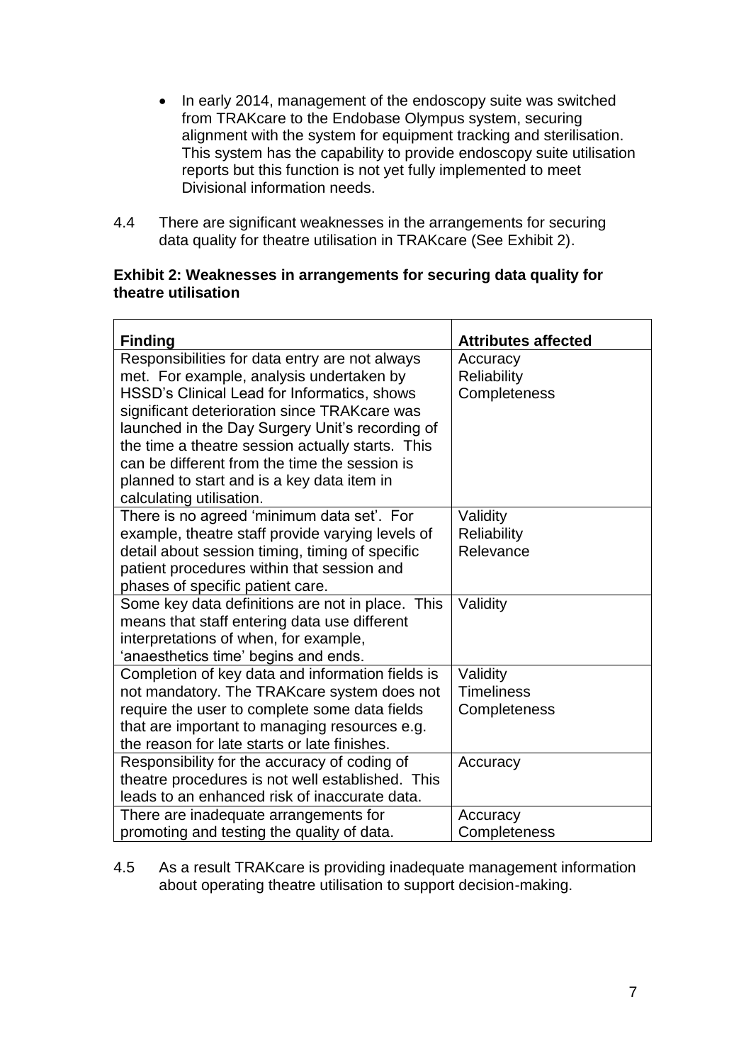- In early 2014, management of the endoscopy suite was switched from TRAKcare to the Endobase Olympus system, securing alignment with the system for equipment tracking and sterilisation. This system has the capability to provide endoscopy suite utilisation reports but this function is not yet fully implemented to meet Divisional information needs.

4.4 There are significant weaknesses in the arrangements for securing data quality for theatre utilisation in TRAKcare (See Exhibit 2).

**Exhibit 2: Weaknesses in arrangements for securing data quality for theatre utilisation**

| Finding | Attributes affected |
|---|---|
| Responsibilities for data entry are not always met. For example, analysis undertaken by HSSD's Clinical Lead for Informatics, shows significant deterioration since TRAKcare was launched in the Day Surgery Unit's recording of the time a theatre session actually starts. This can be different from the time the session is planned to start and is a key data item in calculating utilisation. | Accuracy<br>Reliability<br>Completeness |
| There is no agreed 'minimum data set'. For example, theatre staff provide varying levels of detail about session timing, timing of specific patient procedures within that session and phases of specific patient care. | Validity<br>Reliability<br>Relevance |
| Some key data definitions are not in place. This means that staff entering data use different interpretations of when, for example, 'anaesthetics time' begins and ends. | Validity |
| Completion of key data and information fields is not mandatory. The TRAKcare system does not require the user to complete some data fields that are important to managing resources e.g. the reason for late starts or late finishes. | Validity<br>Timeliness<br>Completeness |
| Responsibility for the accuracy of coding of theatre procedures is not well established. This leads to an enhanced risk of inaccurate data. | Accuracy |
| There are inadequate arrangements for promoting and testing the quality of data. | Accuracy<br>Completeness |

4.5 As a result TRAKcare is providing inadequate management information about operating theatre utilisation to support decision-making.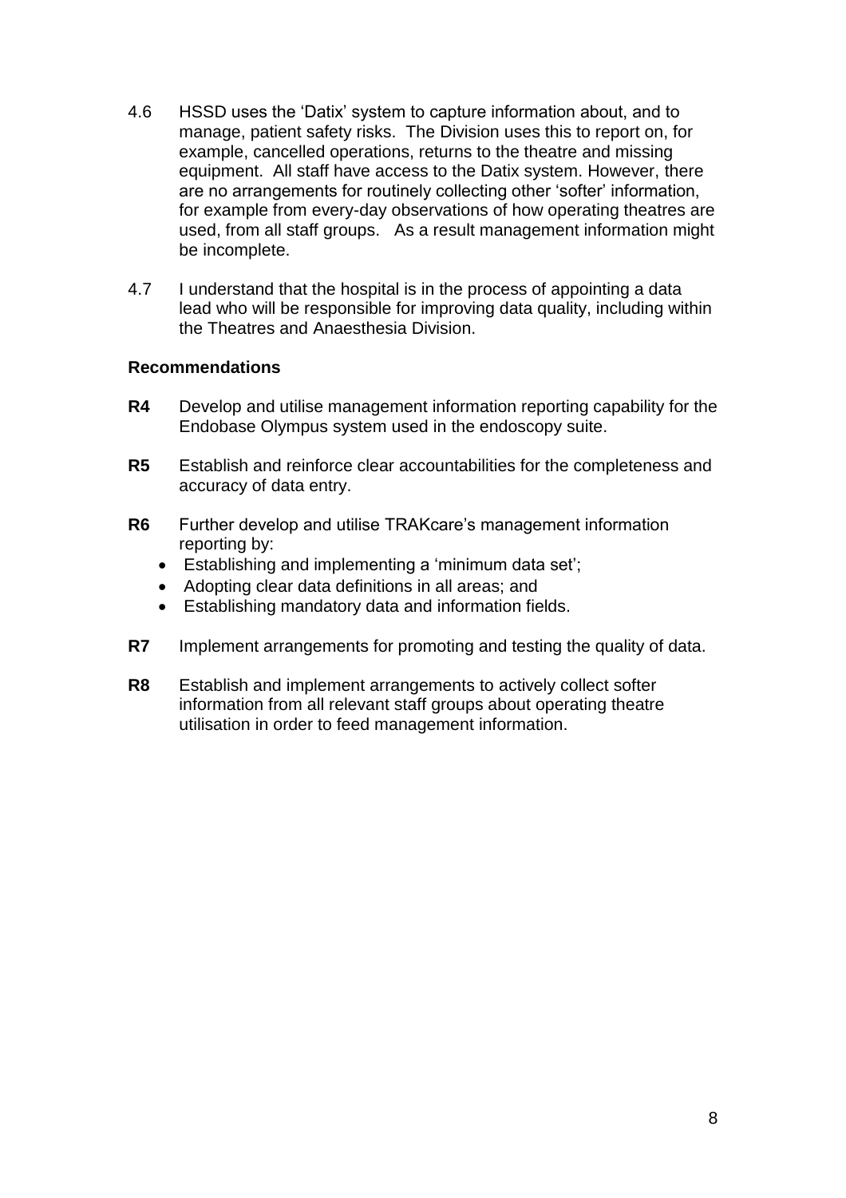4.6 HSSD uses the 'Datix' system to capture information about, and to manage, patient safety risks. The Division uses this to report on, for example, cancelled operations, returns to the theatre and missing equipment. All staff have access to the Datix system. However, there are no arrangements for routinely collecting other 'softer' information, for example from every-day observations of how operating theatres are used, from all staff groups. As a result management information might be incomplete.

4.7 I understand that the hospital is in the process of appointing a data lead who will be responsible for improving data quality, including within the Theatres and Anaesthesia Division.

**Recommendations**

**R4** Develop and utilise management information reporting capability for the Endobase Olympus system used in the endoscopy suite.

**R5** Establish and reinforce clear accountabilities for the completeness and accuracy of data entry.

**R6** Further develop and utilise TRAKcare's management information reporting by:

- Establishing and implementing a 'minimum data set';
- Adopting clear data definitions in all areas; and
- Establishing mandatory data and information fields.

**R7** Implement arrangements for promoting and testing the quality of data.

**R8** Establish and implement arrangements to actively collect softer information from all relevant staff groups about operating theatre utilisation in order to feed management information.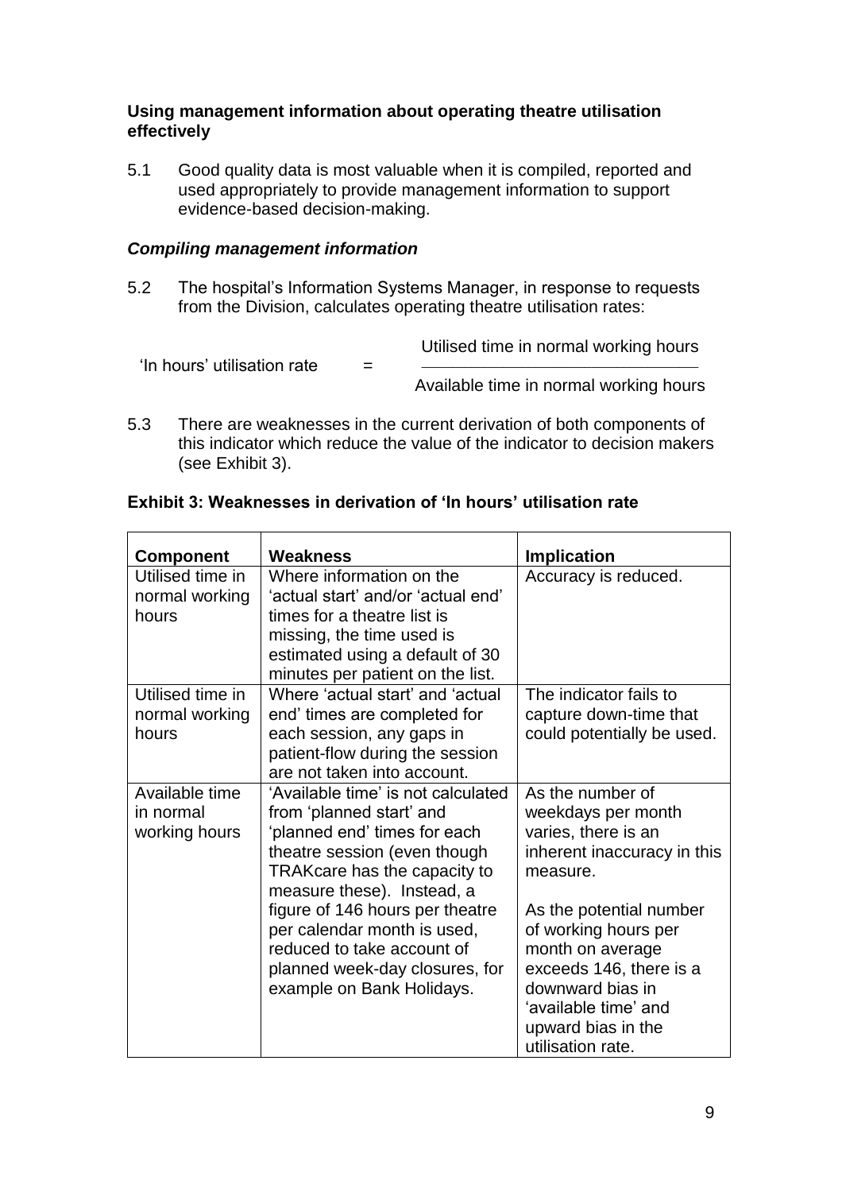## Using management information about operating theatre utilisation effectively

5.1 Good quality data is most valuable when it is compiled, reported and used appropriately to provide management information to support evidence-based decision-making.

### *Compiling management information*

5.2 The hospital's Information Systems Manager, in response to requests from the Division, calculates operating theatre utilisation rates:

$$\text{'In hours' utilisation rate} = \frac{\text{Utilised time in normal working hours}}{\text{Available time in normal working hours}}$$

5.3 There are weaknesses in the current derivation of both components of this indicator which reduce the value of the indicator to decision makers (see Exhibit 3).

**Exhibit 3: Weaknesses in derivation of 'In hours' utilisation rate**

| Component | Weakness | Implication |
|---|---|---|
| Utilised time in normal working hours | Where information on the 'actual start' and/or 'actual end' times for a theatre list is missing, the time used is estimated using a default of 30 minutes per patient on the list. | Accuracy is reduced. |
| Utilised time in normal working hours | Where 'actual start' and 'actual end' times are completed for each session, any gaps in patient-flow during the session are not taken into account. | The indicator fails to capture down-time that could potentially be used. |
| Available time in normal working hours | 'Available time' is not calculated from 'planned start' and 'planned end' times for each theatre session (even though TRAKcare has the capacity to measure these). Instead, a figure of 146 hours per theatre per calendar month is used, reduced to take account of planned week-day closures, for example on Bank Holidays. | As the number of weekdays per month varies, there is an inherent inaccuracy in this measure.<br><br>As the potential number of working hours per month on average exceeds 146, there is a downward bias in 'available time' and upward bias in the utilisation rate. |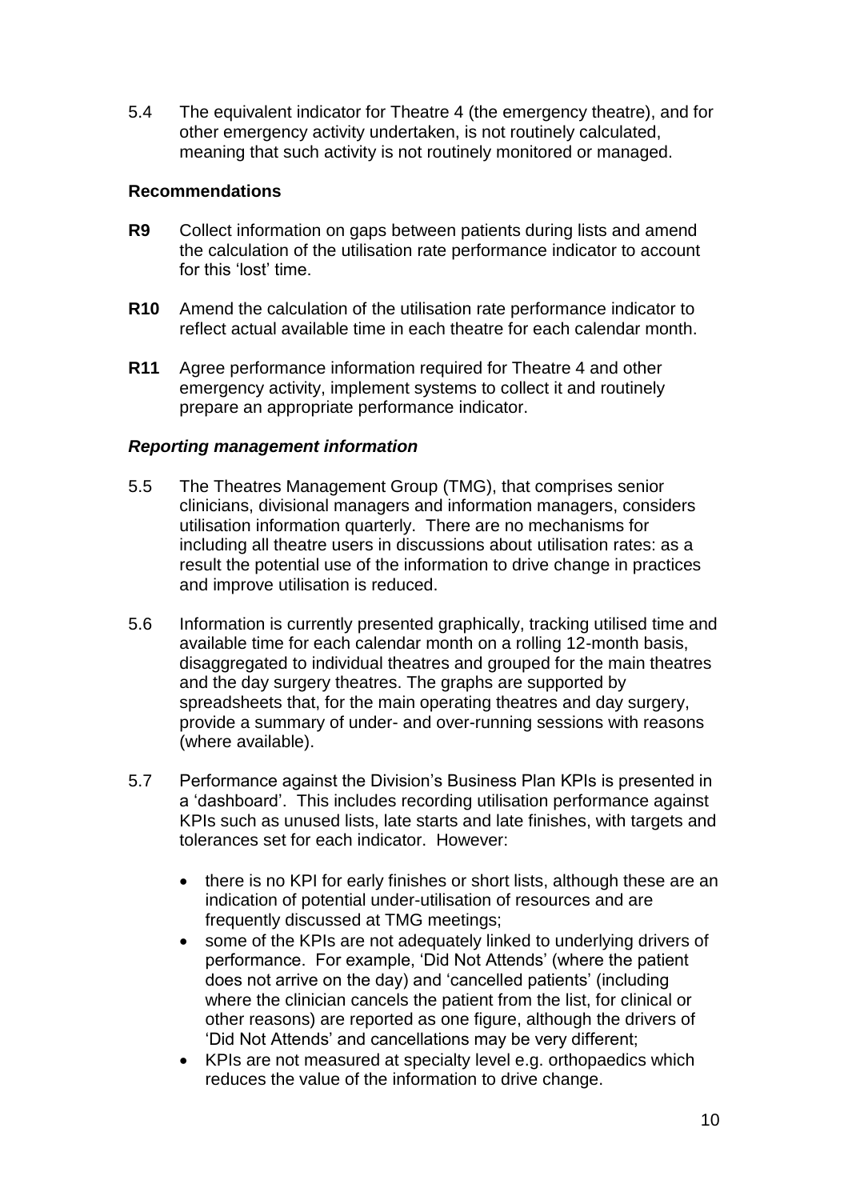5.4 The equivalent indicator for Theatre 4 (the emergency theatre), and for other emergency activity undertaken, is not routinely calculated, meaning that such activity is not routinely monitored or managed.

### Recommendations

**R9** Collect information on gaps between patients during lists and amend the calculation of the utilisation rate performance indicator to account for this 'lost' time.

**R10** Amend the calculation of the utilisation rate performance indicator to reflect actual available time in each theatre for each calendar month.

**R11** Agree performance information required for Theatre 4 and other emergency activity, implement systems to collect it and routinely prepare an appropriate performance indicator.

### *Reporting management information*

5.5 The Theatres Management Group (TMG), that comprises senior clinicians, divisional managers and information managers, considers utilisation information quarterly. There are no mechanisms for including all theatre users in discussions about utilisation rates: as a result the potential use of the information to drive change in practices and improve utilisation is reduced.

5.6 Information is currently presented graphically, tracking utilised time and available time for each calendar month on a rolling 12-month basis, disaggregated to individual theatres and grouped for the main theatres and the day surgery theatres. The graphs are supported by spreadsheets that, for the main operating theatres and day surgery, provide a summary of under- and over-running sessions with reasons (where available).

5.7 Performance against the Division's Business Plan KPIs is presented in a 'dashboard'. This includes recording utilisation performance against KPIs such as unused lists, late starts and late finishes, with targets and tolerances set for each indicator. However:

- there is no KPI for early finishes or short lists, although these are an indication of potential under-utilisation of resources and are frequently discussed at TMG meetings;
- some of the KPIs are not adequately linked to underlying drivers of performance. For example, 'Did Not Attends' (where the patient does not arrive on the day) and 'cancelled patients' (including where the clinician cancels the patient from the list, for clinical or other reasons) are reported as one figure, although the drivers of 'Did Not Attends' and cancellations may be very different;
- KPIs are not measured at specialty level e.g. orthopaedics which reduces the value of the information to drive change.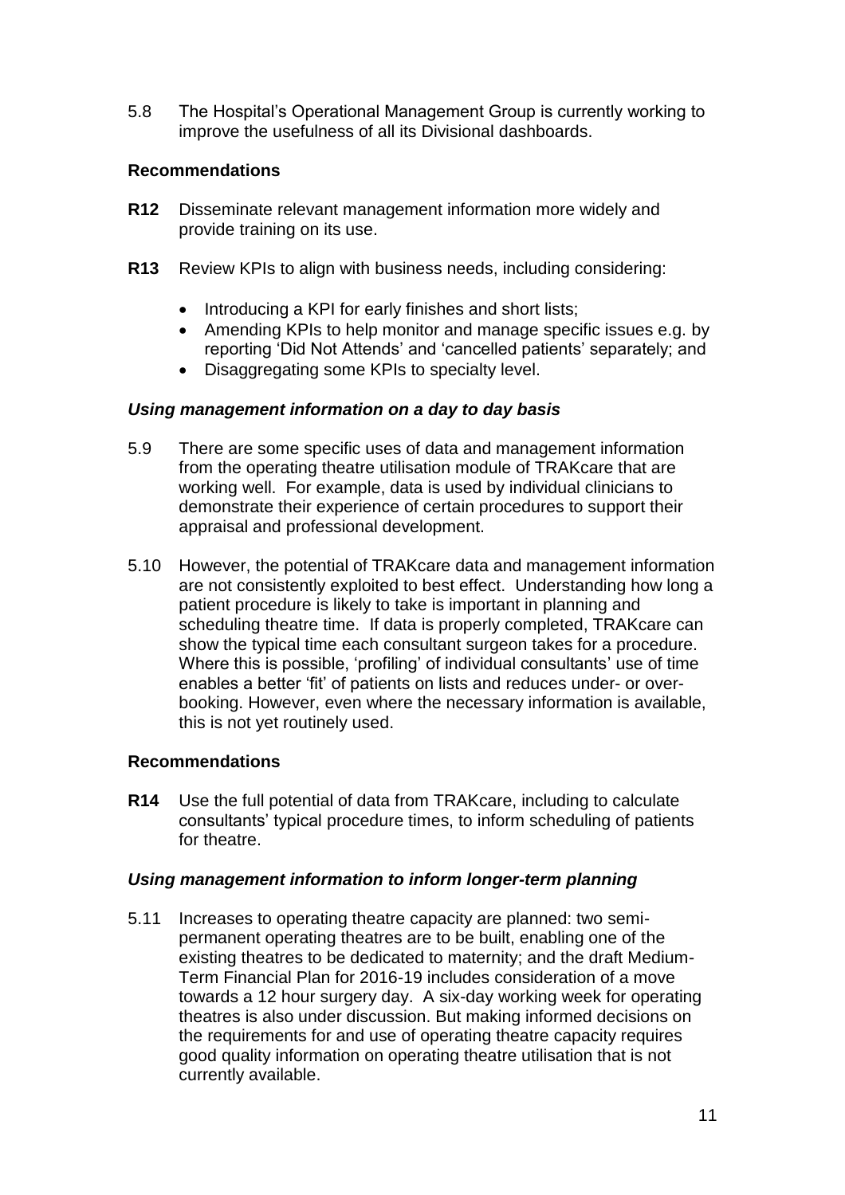5.8 The Hospital's Operational Management Group is currently working to improve the usefulness of all its Divisional dashboards.

**Recommendations**

**R12** Disseminate relevant management information more widely and provide training on its use.

**R13** Review KPIs to align with business needs, including considering:

- Introducing a KPI for early finishes and short lists;
- Amending KPIs to help monitor and manage specific issues e.g. by reporting 'Did Not Attends' and 'cancelled patients' separately; and
- Disaggregating some KPIs to specialty level.

***Using management information on a day to day basis***

5.9 There are some specific uses of data and management information from the operating theatre utilisation module of TRAKcare that are working well. For example, data is used by individual clinicians to demonstrate their experience of certain procedures to support their appraisal and professional development.

5.10 However, the potential of TRAKcare data and management information are not consistently exploited to best effect. Understanding how long a patient procedure is likely to take is important in planning and scheduling theatre time. If data is properly completed, TRAKcare can show the typical time each consultant surgeon takes for a procedure. Where this is possible, 'profiling' of individual consultants' use of time enables a better 'fit' of patients on lists and reduces under- or over-booking. However, even where the necessary information is available, this is not yet routinely used.

**Recommendations**

**R14** Use the full potential of data from TRAKcare, including to calculate consultants' typical procedure times, to inform scheduling of patients for theatre.

***Using management information to inform longer-term planning***

5.11 Increases to operating theatre capacity are planned: two semi-permanent operating theatres are to be built, enabling one of the existing theatres to be dedicated to maternity; and the draft Medium-Term Financial Plan for 2016-19 includes consideration of a move towards a 12 hour surgery day. A six-day working week for operating theatres is also under discussion. But making informed decisions on the requirements for and use of operating theatre capacity requires good quality information on operating theatre utilisation that is not currently available.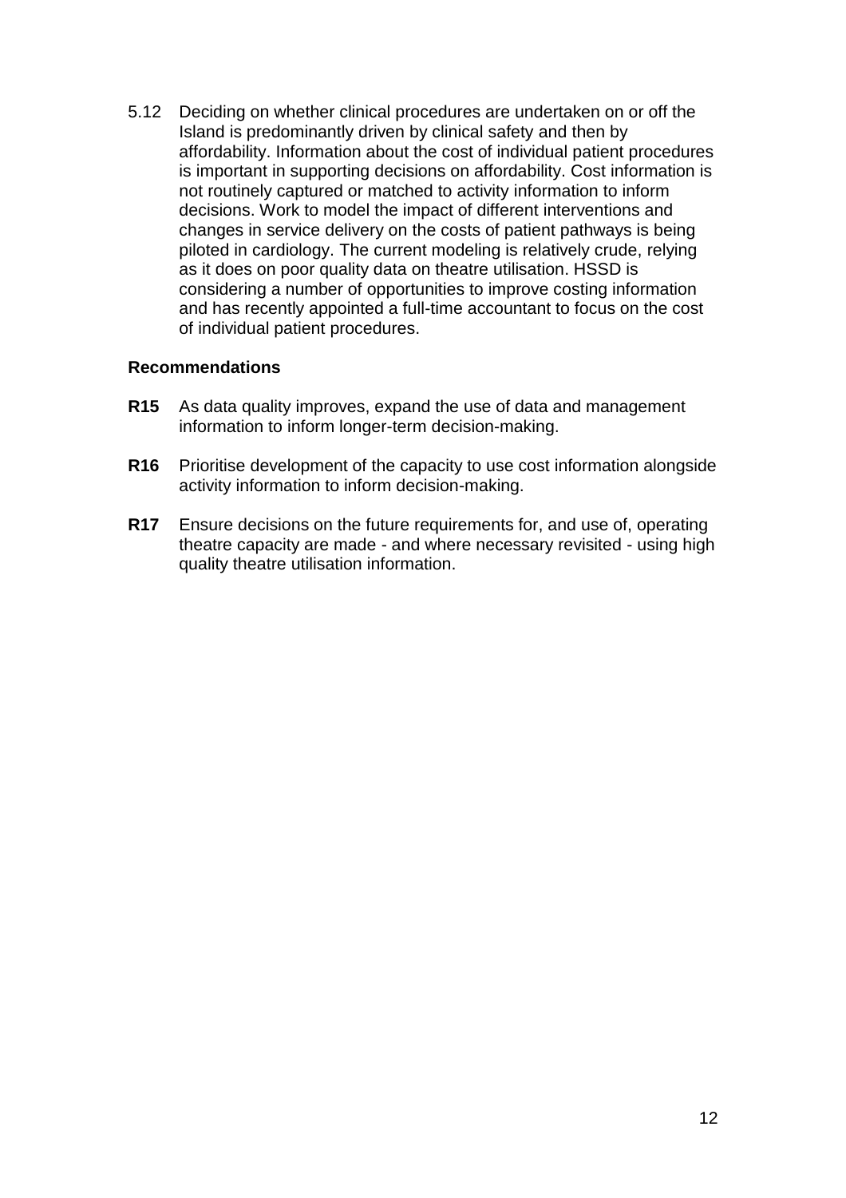5.12 Deciding on whether clinical procedures are undertaken on or off the Island is predominantly driven by clinical safety and then by affordability. Information about the cost of individual patient procedures is important in supporting decisions on affordability. Cost information is not routinely captured or matched to activity information to inform decisions. Work to model the impact of different interventions and changes in service delivery on the costs of patient pathways is being piloted in cardiology. The current modeling is relatively crude, relying as it does on poor quality data on theatre utilisation. HSSD is considering a number of opportunities to improve costing information and has recently appointed a full-time accountant to focus on the cost of individual patient procedures.

**Recommendations**

**R15** As data quality improves, expand the use of data and management information to inform longer-term decision-making.

**R16** Prioritise development of the capacity to use cost information alongside activity information to inform decision-making.

**R17** Ensure decisions on the future requirements for, and use of, operating theatre capacity are made - and where necessary revisited - using high quality theatre utilisation information.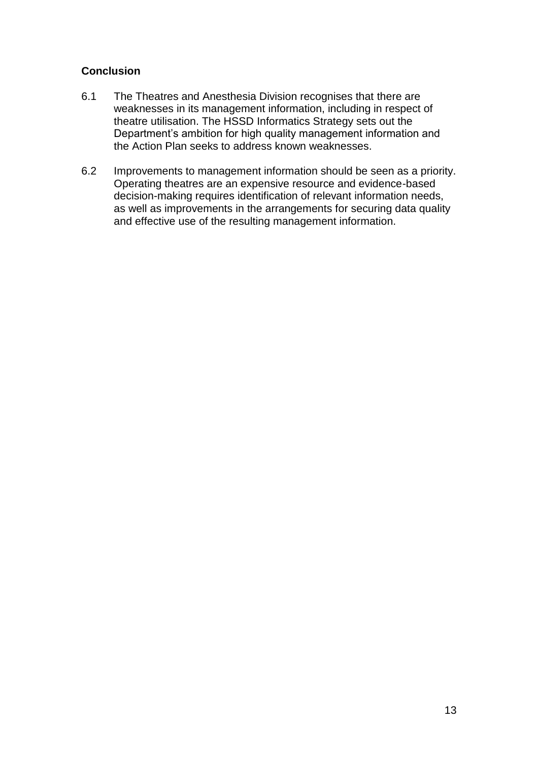**Conclusion**

6.1 The Theatres and Anesthesia Division recognises that there are weaknesses in its management information, including in respect of theatre utilisation. The HSSD Informatics Strategy sets out the Department's ambition for high quality management information and the Action Plan seeks to address known weaknesses.

6.2 Improvements to management information should be seen as a priority. Operating theatres are an expensive resource and evidence-based decision-making requires identification of relevant information needs, as well as improvements in the arrangements for securing data quality and effective use of the resulting management information.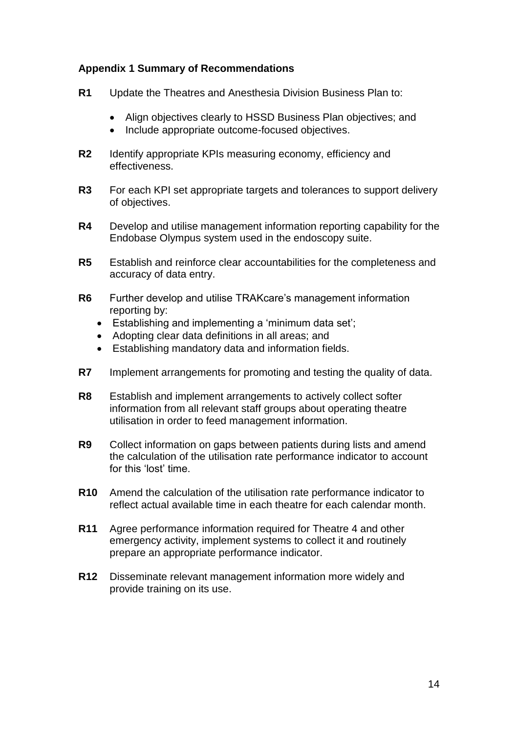### Appendix 1 Summary of Recommendations

**R1** Update the Theatres and Anesthesia Division Business Plan to:

- Align objectives clearly to HSSD Business Plan objectives; and
- Include appropriate outcome-focused objectives.

**R2** Identify appropriate KPIs measuring economy, efficiency and effectiveness.

**R3** For each KPI set appropriate targets and tolerances to support delivery of objectives.

**R4** Develop and utilise management information reporting capability for the Endobase Olympus system used in the endoscopy suite.

**R5** Establish and reinforce clear accountabilities for the completeness and accuracy of data entry.

**R6** Further develop and utilise TRAKcare's management information reporting by:

- Establishing and implementing a 'minimum data set';
- Adopting clear data definitions in all areas; and
- Establishing mandatory data and information fields.

**R7** Implement arrangements for promoting and testing the quality of data.

**R8** Establish and implement arrangements to actively collect softer information from all relevant staff groups about operating theatre utilisation in order to feed management information.

**R9** Collect information on gaps between patients during lists and amend the calculation of the utilisation rate performance indicator to account for this 'lost' time.

**R10** Amend the calculation of the utilisation rate performance indicator to reflect actual available time in each theatre for each calendar month.

**R11** Agree performance information required for Theatre 4 and other emergency activity, implement systems to collect it and routinely prepare an appropriate performance indicator.

**R12** Disseminate relevant management information more widely and provide training on its use.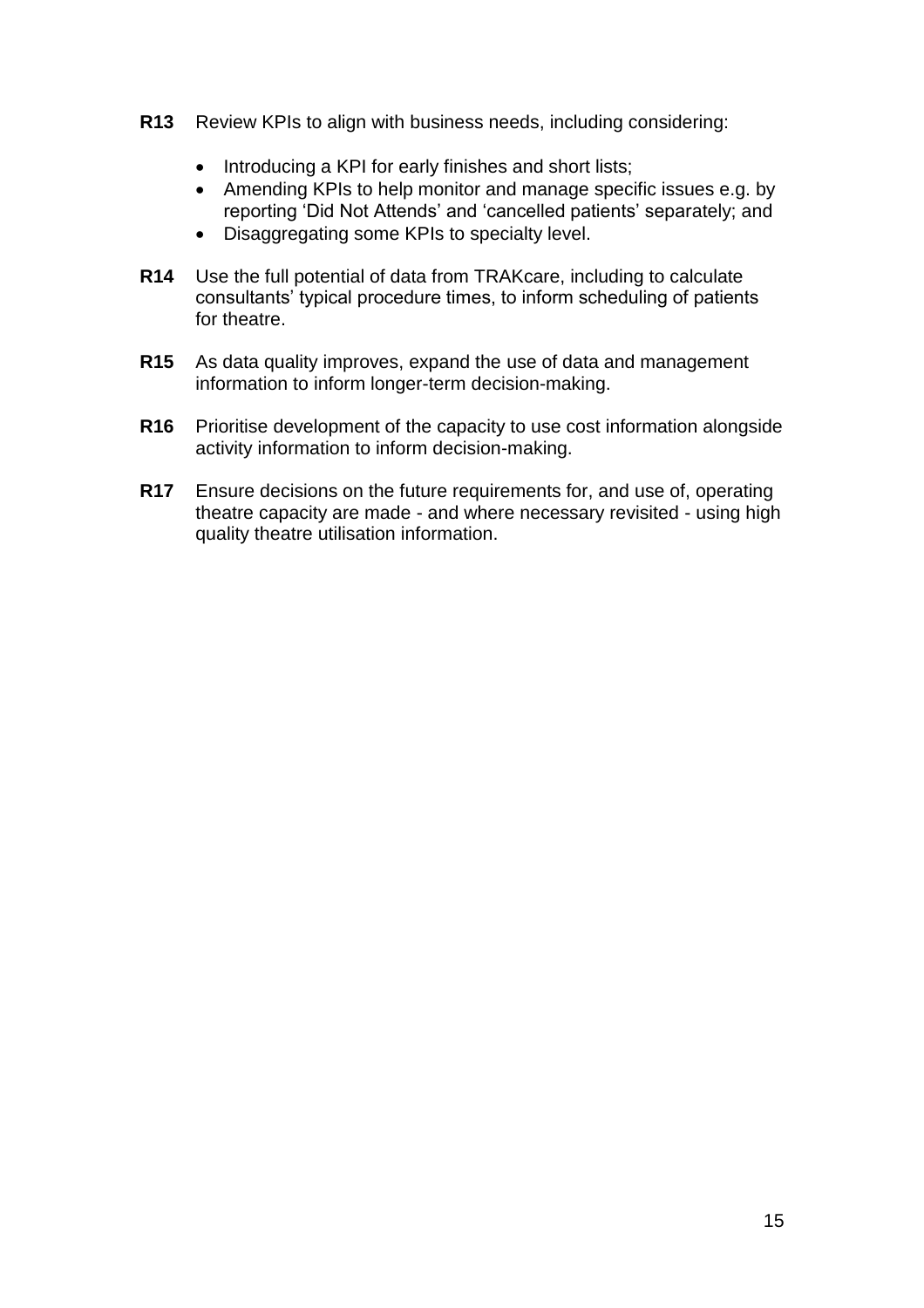**R13** Review KPIs to align with business needs, including considering:

- Introducing a KPI for early finishes and short lists;
- Amending KPIs to help monitor and manage specific issues e.g. by reporting 'Did Not Attends' and 'cancelled patients' separately; and
- Disaggregating some KPIs to specialty level.

**R14** Use the full potential of data from TRAKcare, including to calculate consultants' typical procedure times, to inform scheduling of patients for theatre.

**R15** As data quality improves, expand the use of data and management information to inform longer-term decision-making.

**R16** Prioritise development of the capacity to use cost information alongside activity information to inform decision-making.

**R17** Ensure decisions on the future requirements for, and use of, operating theatre capacity are made - and where necessary revisited - using high quality theatre utilisation information.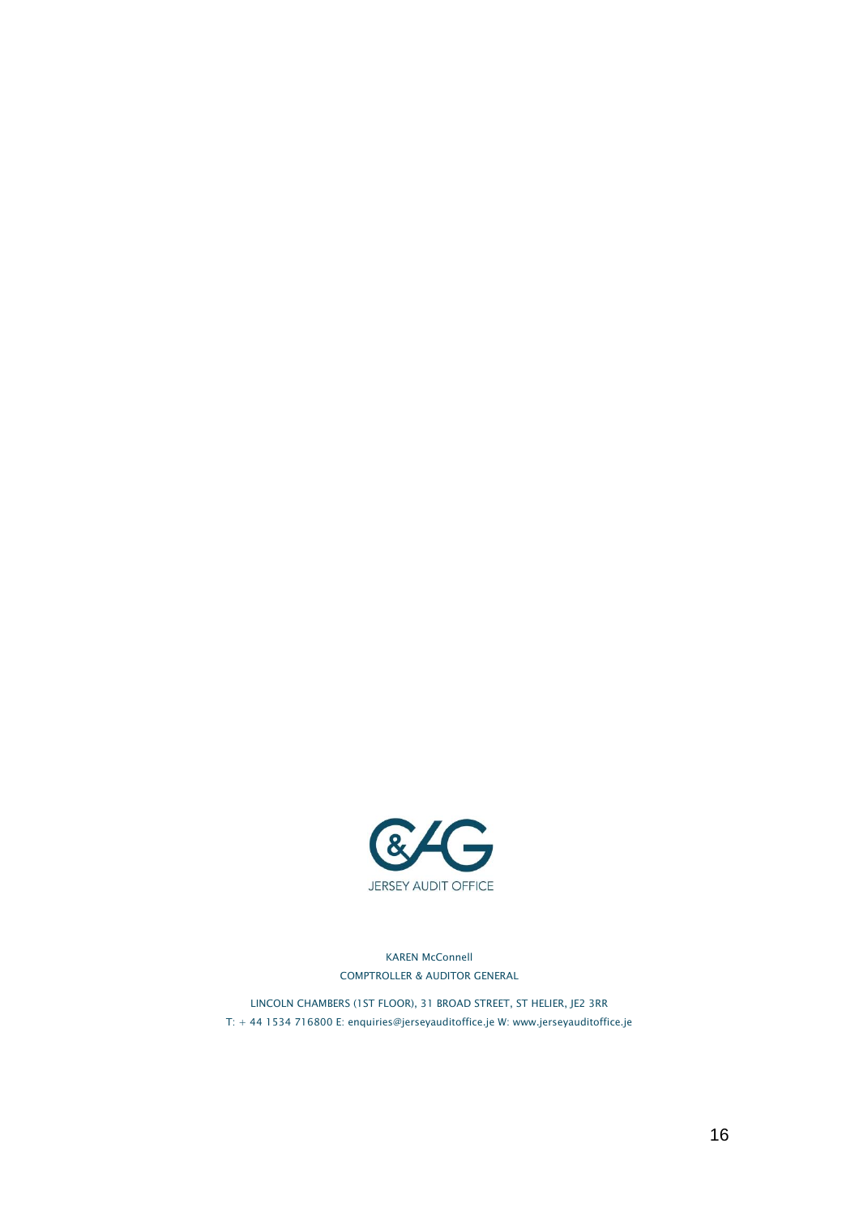JERSEY AUDIT OFFICE

KAREN McConnell
COMPTROLLER & AUDITOR GENERAL

LINCOLN CHAMBERS (1ST FLOOR), 31 BROAD STREET, ST HELIER, JE2 3RR
T: + 44 1534 716800 E: enquiries@jerseyauditoffice.je W: www.jerseyauditoffice.je